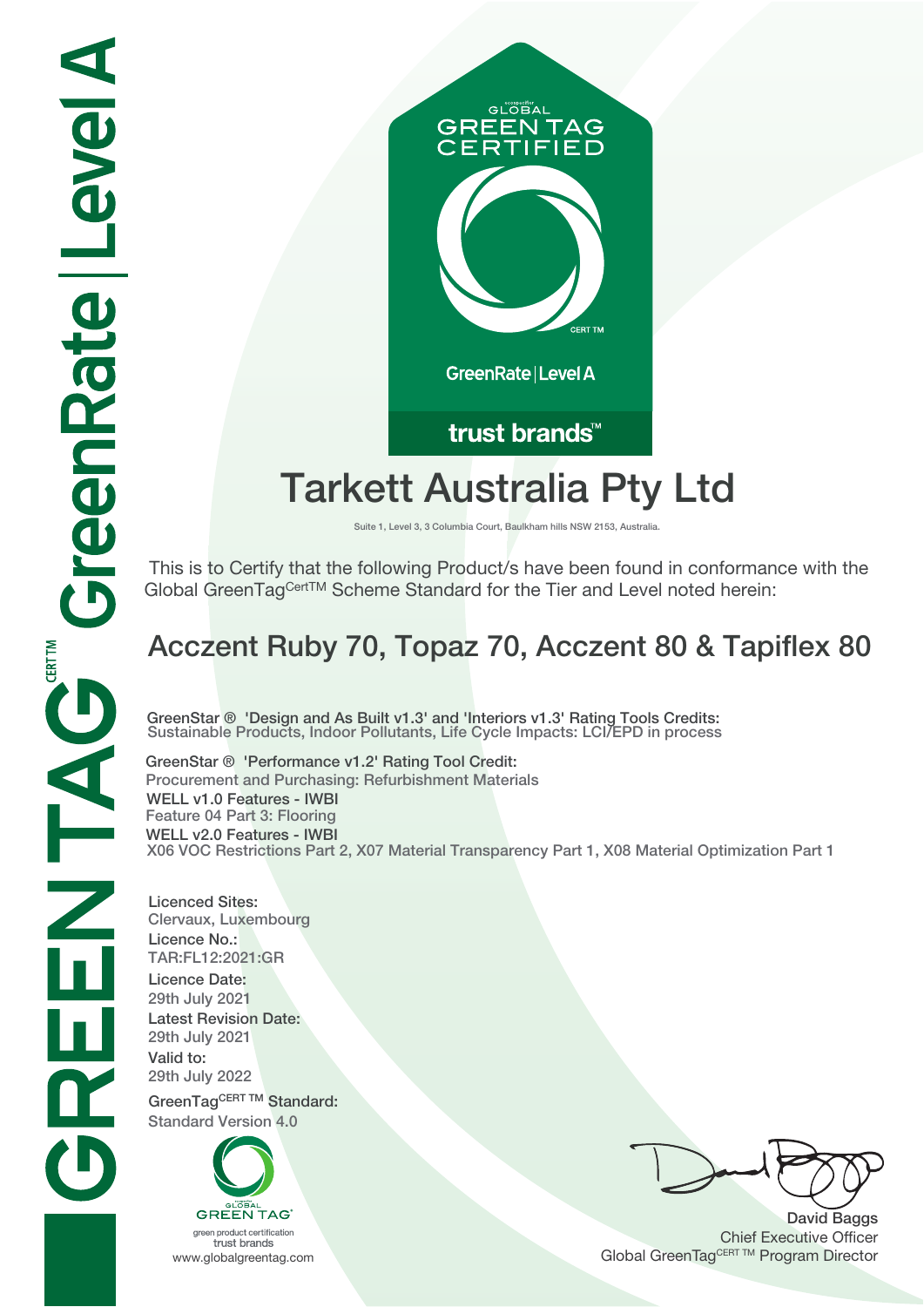GLOBAL GREEN TAG CERTIFIED

GreenRate | Level A

trust brands™

# Tarkett Australia Pty Ltd

Suite 1, Level 3, 3 Columbia Court, Baulkham hills NSW 2153, Australia.

This is to Certify that the following Product/s have been found in conformance with the Global GreenTag CertTM Scheme Standard for the Tier and Level noted herein:

## Acczent Ruby 70, Topaz 70, Acczent 80 & Tapiflex 80

**GreenStar ® 'Design and As Built v1.3' and 'Interiors v1.3' Rating Tools Credits:**
Sustainable Products, Indoor Pollutants, Life Cycle Impacts: LCI/EPD in process

**GreenStar ® 'Performance v1.2' Rating Tool Credit:**
Procurement and Purchasing: Refurbishment Materials

**WELL v1.0 Features - IWBI**
Feature 04 Part 3: Flooring

**WELL v2.0 Features - IWBI**
X06 VOC Restrictions Part 2, X07 Material Transparency Part 1, X08 Material Optimization Part 1

**Licenced Sites:**
Clervaux, Luxembourg

**Licence No.:**
TAR:FL12:2021:GR

**Licence Date:**
29th July 2021

**Latest Revision Date:**
29th July 2021

**Valid to:**
29th July 2022

**GreenTag CERT TM Standard:**
Standard Version 4.0

GLOBAL GREEN TAG
green product certification
trust brands
www.globalgreentag.com

David Baggs
Chief Executive Officer
Global GreenTag CERT TM Program Director

GREEN TAG CERT TM GreenRate | Level A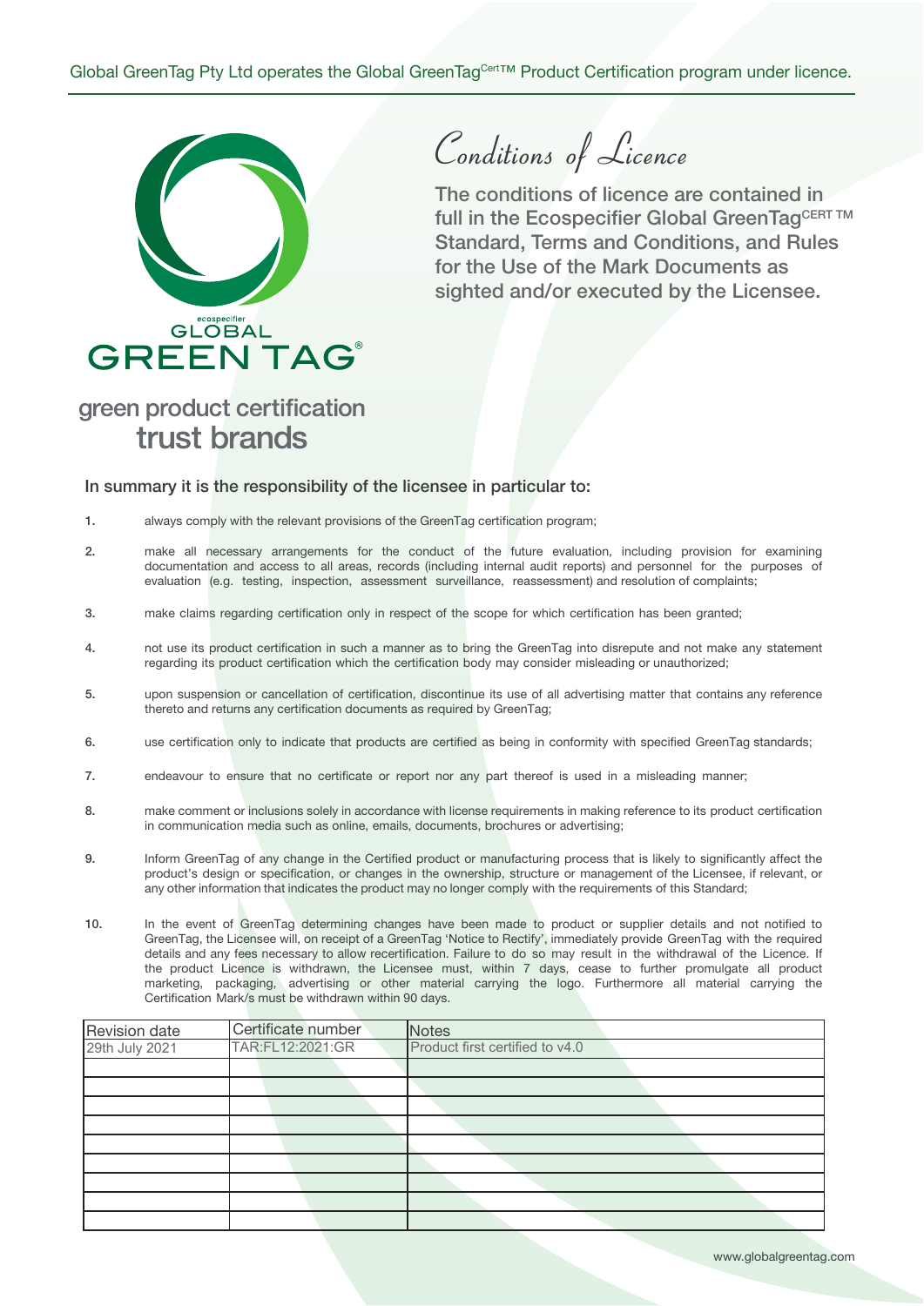Global GreenTag Pty Ltd operates the Global GreenTag[Cert™] Product Certification program under licence.

ecospecifier GLOBAL GREEN TAG®

green product certification

trust brands

# Conditions of Licence

**The conditions of licence are contained in full in the Ecospecifier Global GreenTag[CERT TM] Standard, Terms and Conditions, and Rules for the Use of the Mark Documents as sighted and/or executed by the Licensee.**

## In summary it is the responsibility of the licensee in particular to:

1. always comply with the relevant provisions of the GreenTag certification program;
2. make all necessary arrangements for the conduct of the future evaluation, including provision for examining documentation and access to all areas, records (including internal audit reports) and personnel for the purposes of evaluation (e.g. testing, inspection, assessment surveillance, reassessment) and resolution of complaints;
3. make claims regarding certification only in respect of the scope for which certification has been granted;
4. not use its product certification in such a manner as to bring the GreenTag into disrepute and not make any statement regarding its product certification which the certification body may consider misleading or unauthorized;
5. upon suspension or cancellation of certification, discontinue its use of all advertising matter that contains any reference thereto and returns any certification documents as required by GreenTag;
6. use certification only to indicate that products are certified as being in conformity with specified GreenTag standards;
7. endeavour to ensure that no certificate or report nor any part thereof is used in a misleading manner;
8. make comment or inclusions solely in accordance with license requirements in making reference to its product certification in communication media such as online, emails, documents, brochures or advertising;
9. Inform GreenTag of any change in the Certified product or manufacturing process that is likely to significantly affect the product's design or specification, or changes in the ownership, structure or management of the Licensee, if relevant, or any other information that indicates the product may no longer comply with the requirements of this Standard;
10. In the event of GreenTag determining changes have been made to product or supplier details and not notified to GreenTag, the Licensee will, on receipt of a GreenTag 'Notice to Rectify', immediately provide GreenTag with the required details and any fees necessary to allow recertification. Failure to do so may result in the withdrawal of the Licence. If the product Licence is withdrawn, the Licensee must, within 7 days, cease to further promulgate all product marketing, packaging, advertising or other material carrying the logo. Furthermore all material carrying the Certification Mark/s must be withdrawn within 90 days.

| Revision date | Certificate number | Notes |
|---|---|---|
| 29th July 2021 | TAR:FL12:2021:GR | Product first certified to v4.0 |
| | | |
| | | |
| | | |
| | | |
| | | |
| | | |
| | | |
| | | |
| | | |

www.globalgreentag.com